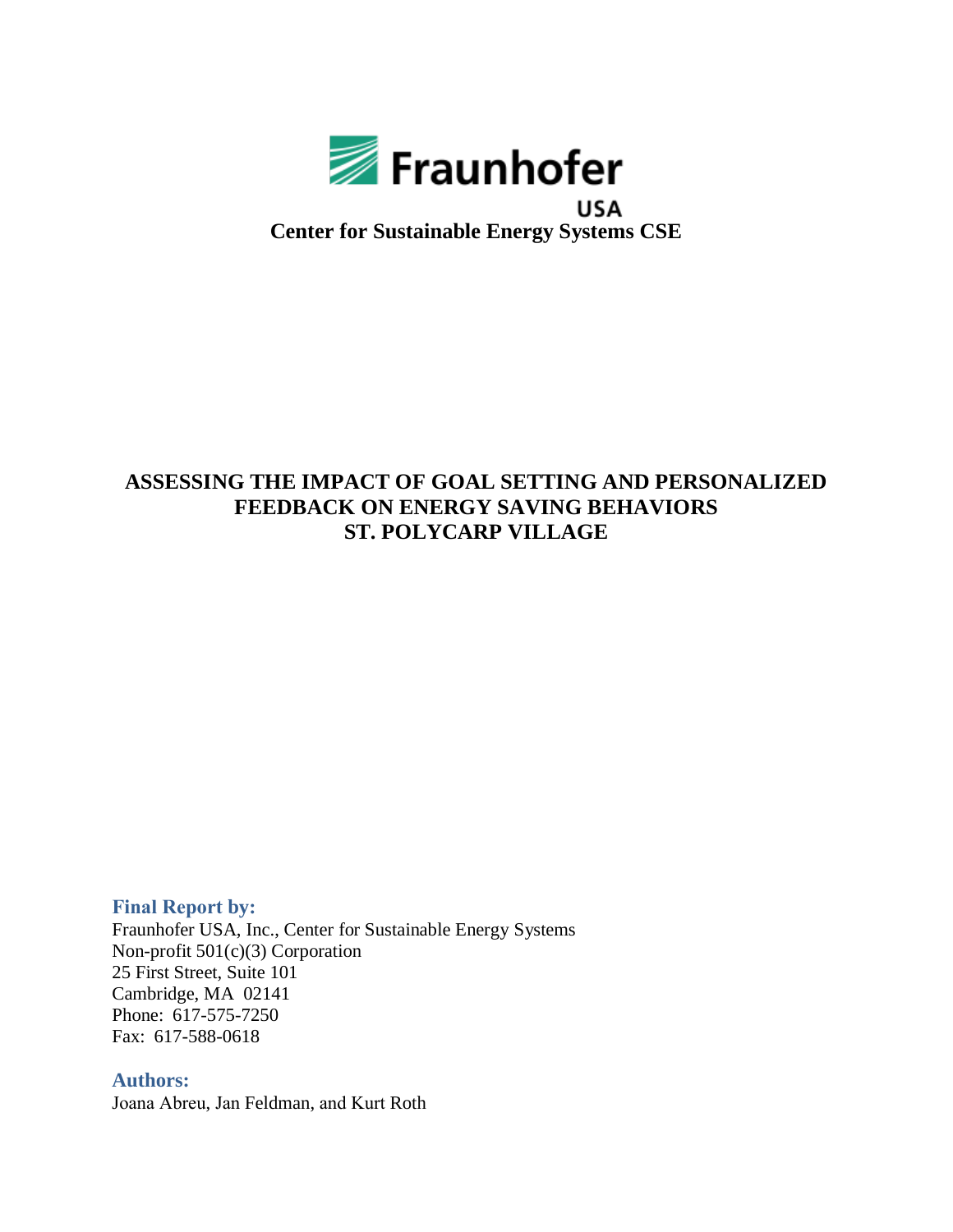Fraunhofer

USA

**Center for Sustainable Energy Systems CSE**

# ASSESSING THE IMPACT OF GOAL SETTING AND PERSONALIZED FEEDBACK ON ENERGY SAVING BEHAVIORS ST. POLYCARP VILLAGE

**Final Report by:**

Fraunhofer USA, Inc., Center for Sustainable Energy Systems
Non-profit 501(c)(3) Corporation
25 First Street, Suite 101
Cambridge, MA 02141
Phone: 617-575-7250
Fax: 617-588-0618

**Authors:**

Joana Abreu, Jan Feldman, and Kurt Roth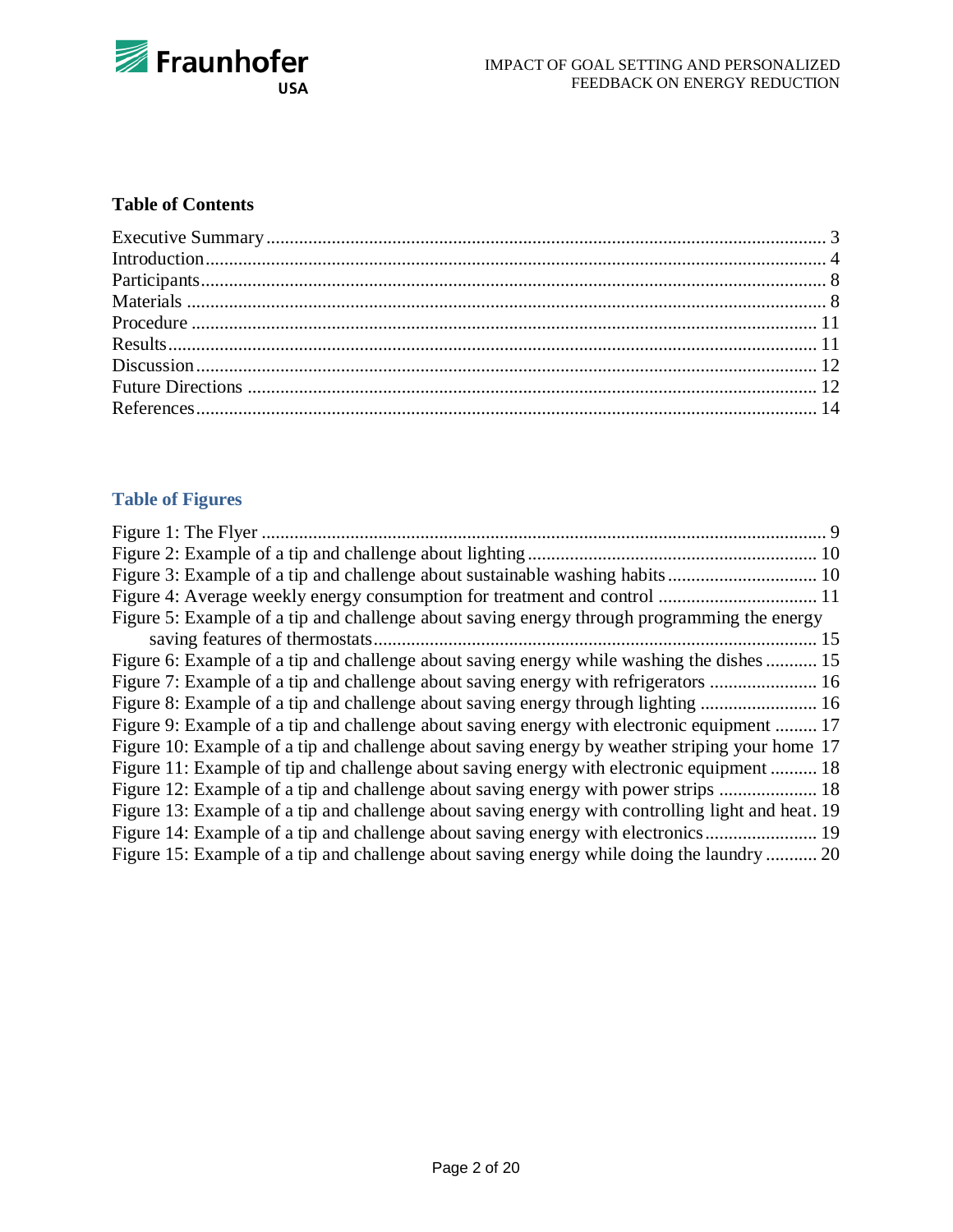## Table of Contents

Executive Summary ........ 3
Introduction ........ 4
Participants ........ 8
Materials ........ 8
Procedure ........ 11
Results ........ 11
Discussion ........ 12
Future Directions ........ 12
References ........ 14

## Table of Figures

Figure 1: The Flyer ........ 9
Figure 2: Example of a tip and challenge about lighting ........ 10
Figure 3: Example of a tip and challenge about sustainable washing habits ........ 10
Figure 4: Average weekly energy consumption for treatment and control ........ 11
Figure 5: Example of a tip and challenge about saving energy through programming the energy saving features of thermostats ........ 15
Figure 6: Example of a tip and challenge about saving energy while washing the dishes ........ 15
Figure 7: Example of a tip and challenge about saving energy with refrigerators ........ 16
Figure 8: Example of a tip and challenge about saving energy through lighting ........ 16
Figure 9: Example of a tip and challenge about saving energy with electronic equipment ........ 17
Figure 10: Example of a tip and challenge about saving energy by weather striping your home 17
Figure 11: Example of tip and challenge about saving energy with electronic equipment ........ 18
Figure 12: Example of a tip and challenge about saving energy with power strips ........ 18
Figure 13: Example of a tip and challenge about saving energy with controlling light and heat. 19
Figure 14: Example of a tip and challenge about saving energy with electronics ........ 19
Figure 15: Example of a tip and challenge about saving energy while doing the laundry ........ 20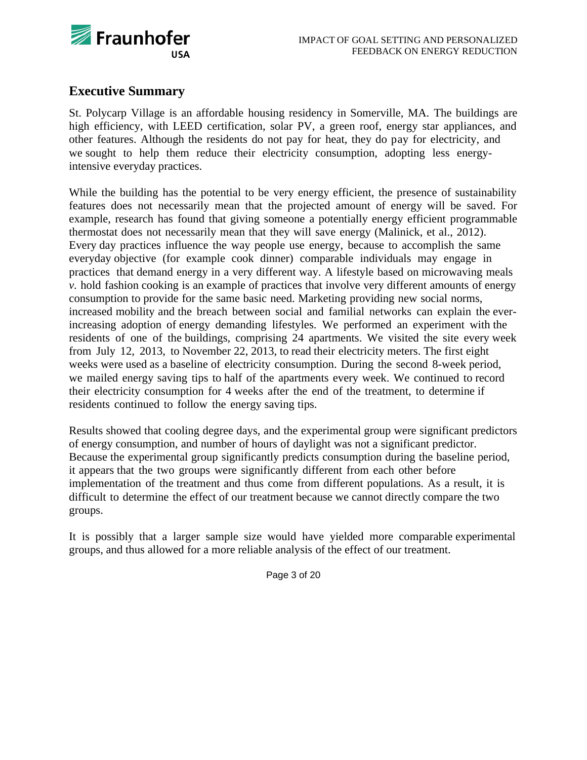## Executive Summary

St. Polycarp Village is an affordable housing residency in Somerville, MA. The buildings are high efficiency, with LEED certification, solar PV, a green roof, energy star appliances, and other features. Although the residents do not pay for heat, they do pay for electricity, and we sought to help them reduce their electricity consumption, adopting less energy-intensive everyday practices.

While the building has the potential to be very energy efficient, the presence of sustainability features does not necessarily mean that the projected amount of energy will be saved. For example, research has found that giving someone a potentially energy efficient programmable thermostat does not necessarily mean that they will save energy (Malinick, et al., 2012). Every day practices influence the way people use energy, because to accomplish the same everyday objective (for example cook dinner) comparable individuals may engage in practices that demand energy in a very different way. A lifestyle based on microwaving meals *v.* hold fashion cooking is an example of practices that involve very different amounts of energy consumption to provide for the same basic need. Marketing providing new social norms, increased mobility and the breach between social and familial networks can explain the ever-increasing adoption of energy demanding lifestyles. We performed an experiment with the residents of one of the buildings, comprising 24 apartments. We visited the site every week from July 12, 2013, to November 22, 2013, to read their electricity meters. The first eight weeks were used as a baseline of electricity consumption. During the second 8-week period, we mailed energy saving tips to half of the apartments every week. We continued to record their electricity consumption for 4 weeks after the end of the treatment, to determine if residents continued to follow the energy saving tips.

Results showed that cooling degree days, and the experimental group were significant predictors of energy consumption, and number of hours of daylight was not a significant predictor. Because the experimental group significantly predicts consumption during the baseline period, it appears that the two groups were significantly different from each other before implementation of the treatment and thus come from different populations. As a result, it is difficult to determine the effect of our treatment because we cannot directly compare the two groups.

It is possibly that a larger sample size would have yielded more comparable experimental groups, and thus allowed for a more reliable analysis of the effect of our treatment.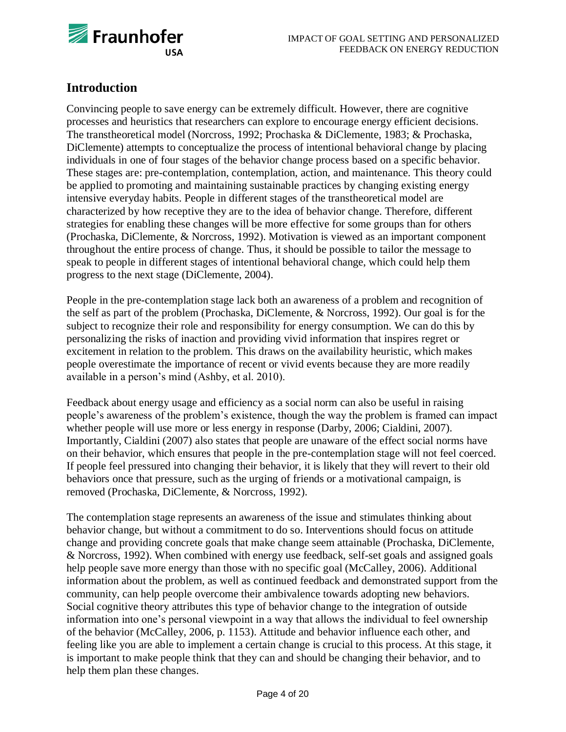## Introduction

Convincing people to save energy can be extremely difficult. However, there are cognitive processes and heuristics that researchers can explore to encourage energy efficient decisions. The transtheoretical model (Norcross, 1992; Prochaska & DiClemente, 1983; & Prochaska, DiClemente) attempts to conceptualize the process of intentional behavioral change by placing individuals in one of four stages of the behavior change process based on a specific behavior. These stages are: pre-contemplation, contemplation, action, and maintenance. This theory could be applied to promoting and maintaining sustainable practices by changing existing energy intensive everyday habits. People in different stages of the transtheoretical model are characterized by how receptive they are to the idea of behavior change. Therefore, different strategies for enabling these changes will be more effective for some groups than for others (Prochaska, DiClemente, & Norcross, 1992). Motivation is viewed as an important component throughout the entire process of change. Thus, it should be possible to tailor the message to speak to people in different stages of intentional behavioral change, which could help them progress to the next stage (DiClemente, 2004).

People in the pre-contemplation stage lack both an awareness of a problem and recognition of the self as part of the problem (Prochaska, DiClemente, & Norcross, 1992). Our goal is for the subject to recognize their role and responsibility for energy consumption. We can do this by personalizing the risks of inaction and providing vivid information that inspires regret or excitement in relation to the problem. This draws on the availability heuristic, which makes people overestimate the importance of recent or vivid events because they are more readily available in a person's mind (Ashby, et al. 2010).

Feedback about energy usage and efficiency as a social norm can also be useful in raising people's awareness of the problem's existence, though the way the problem is framed can impact whether people will use more or less energy in response (Darby, 2006; Cialdini, 2007). Importantly, Cialdini (2007) also states that people are unaware of the effect social norms have on their behavior, which ensures that people in the pre-contemplation stage will not feel coerced. If people feel pressured into changing their behavior, it is likely that they will revert to their old behaviors once that pressure, such as the urging of friends or a motivational campaign, is removed (Prochaska, DiClemente, & Norcross, 1992).

The contemplation stage represents an awareness of the issue and stimulates thinking about behavior change, but without a commitment to do so. Interventions should focus on attitude change and providing concrete goals that make change seem attainable (Prochaska, DiClemente, & Norcross, 1992). When combined with energy use feedback, self-set goals and assigned goals help people save more energy than those with no specific goal (McCalley, 2006). Additional information about the problem, as well as continued feedback and demonstrated support from the community, can help people overcome their ambivalence towards adopting new behaviors. Social cognitive theory attributes this type of behavior change to the integration of outside information into one's personal viewpoint in a way that allows the individual to feel ownership of the behavior (McCalley, 2006, p. 1153). Attitude and behavior influence each other, and feeling like you are able to implement a certain change is crucial to this process. At this stage, it is important to make people think that they can and should be changing their behavior, and to help them plan these changes.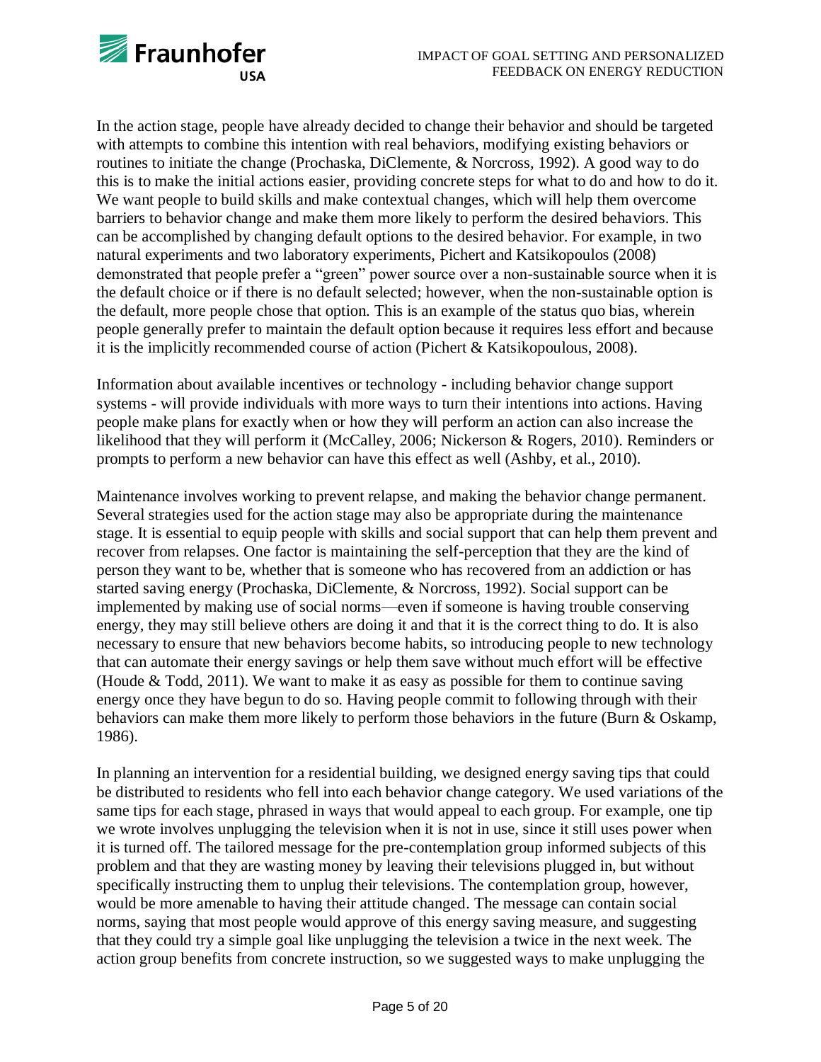In the action stage, people have already decided to change their behavior and should be targeted with attempts to combine this intention with real behaviors, modifying existing behaviors or routines to initiate the change (Prochaska, DiClemente, & Norcross, 1992). A good way to do this is to make the initial actions easier, providing concrete steps for what to do and how to do it. We want people to build skills and make contextual changes, which will help them overcome barriers to behavior change and make them more likely to perform the desired behaviors. This can be accomplished by changing default options to the desired behavior. For example, in two natural experiments and two laboratory experiments, Pichert and Katsikopoulos (2008) demonstrated that people prefer a "green" power source over a non-sustainable source when it is the default choice or if there is no default selected; however, when the non-sustainable option is the default, more people chose that option. This is an example of the status quo bias, wherein people generally prefer to maintain the default option because it requires less effort and because it is the implicitly recommended course of action (Pichert & Katsikopoulous, 2008).

Information about available incentives or technology - including behavior change support systems - will provide individuals with more ways to turn their intentions into actions. Having people make plans for exactly when or how they will perform an action can also increase the likelihood that they will perform it (McCalley, 2006; Nickerson & Rogers, 2010). Reminders or prompts to perform a new behavior can have this effect as well (Ashby, et al., 2010).

Maintenance involves working to prevent relapse, and making the behavior change permanent. Several strategies used for the action stage may also be appropriate during the maintenance stage. It is essential to equip people with skills and social support that can help them prevent and recover from relapses. One factor is maintaining the self-perception that they are the kind of person they want to be, whether that is someone who has recovered from an addiction or has started saving energy (Prochaska, DiClemente, & Norcross, 1992). Social support can be implemented by making use of social norms—even if someone is having trouble conserving energy, they may still believe others are doing it and that it is the correct thing to do. It is also necessary to ensure that new behaviors become habits, so introducing people to new technology that can automate their energy savings or help them save without much effort will be effective (Houde & Todd, 2011). We want to make it as easy as possible for them to continue saving energy once they have begun to do so. Having people commit to following through with their behaviors can make them more likely to perform those behaviors in the future (Burn & Oskamp, 1986).

In planning an intervention for a residential building, we designed energy saving tips that could be distributed to residents who fell into each behavior change category. We used variations of the same tips for each stage, phrased in ways that would appeal to each group. For example, one tip we wrote involves unplugging the television when it is not in use, since it still uses power when it is turned off. The tailored message for the pre-contemplation group informed subjects of this problem and that they are wasting money by leaving their televisions plugged in, but without specifically instructing them to unplug their televisions. The contemplation group, however, would be more amenable to having their attitude changed. The message can contain social norms, saying that most people would approve of this energy saving measure, and suggesting that they could try a simple goal like unplugging the television a twice in the next week. The action group benefits from concrete instruction, so we suggested ways to make unplugging the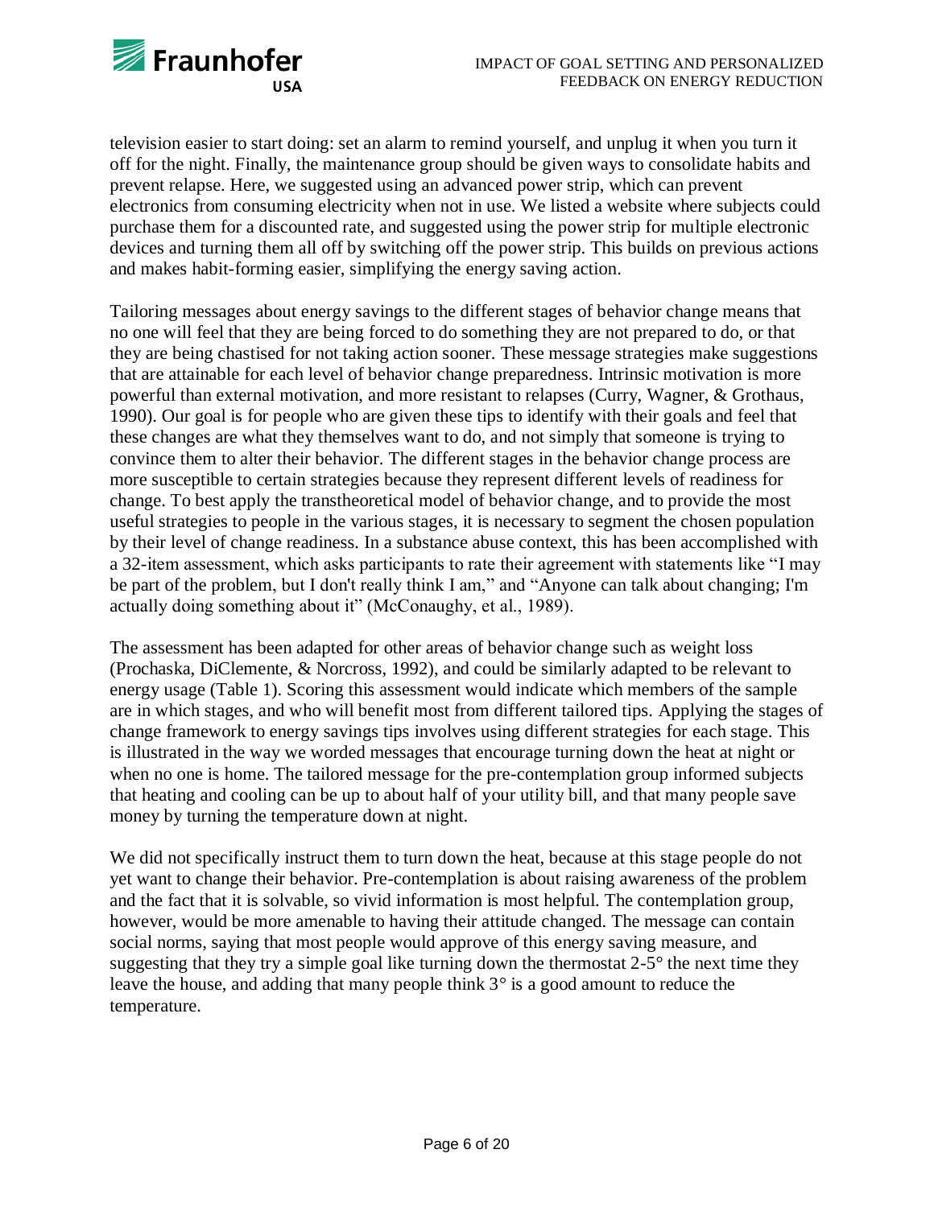television easier to start doing: set an alarm to remind yourself, and unplug it when you turn it off for the night. Finally, the maintenance group should be given ways to consolidate habits and prevent relapse. Here, we suggested using an advanced power strip, which can prevent electronics from consuming electricity when not in use. We listed a website where subjects could purchase them for a discounted rate, and suggested using the power strip for multiple electronic devices and turning them all off by switching off the power strip. This builds on previous actions and makes habit-forming easier, simplifying the energy saving action.

Tailoring messages about energy savings to the different stages of behavior change means that no one will feel that they are being forced to do something they are not prepared to do, or that they are being chastised for not taking action sooner. These message strategies make suggestions that are attainable for each level of behavior change preparedness. Intrinsic motivation is more powerful than external motivation, and more resistant to relapses (Curry, Wagner, & Grothaus, 1990). Our goal is for people who are given these tips to identify with their goals and feel that these changes are what they themselves want to do, and not simply that someone is trying to convince them to alter their behavior. The different stages in the behavior change process are more susceptible to certain strategies because they represent different levels of readiness for change. To best apply the transtheoretical model of behavior change, and to provide the most useful strategies to people in the various stages, it is necessary to segment the chosen population by their level of change readiness. In a substance abuse context, this has been accomplished with a 32-item assessment, which asks participants to rate their agreement with statements like "I may be part of the problem, but I don't really think I am," and "Anyone can talk about changing; I'm actually doing something about it" (McConaughy, et al., 1989).

The assessment has been adapted for other areas of behavior change such as weight loss (Prochaska, DiClemente, & Norcross, 1992), and could be similarly adapted to be relevant to energy usage (Table 1). Scoring this assessment would indicate which members of the sample are in which stages, and who will benefit most from different tailored tips. Applying the stages of change framework to energy savings tips involves using different strategies for each stage. This is illustrated in the way we worded messages that encourage turning down the heat at night or when no one is home. The tailored message for the pre-contemplation group informed subjects that heating and cooling can be up to about half of your utility bill, and that many people save money by turning the temperature down at night.

We did not specifically instruct them to turn down the heat, because at this stage people do not yet want to change their behavior. Pre-contemplation is about raising awareness of the problem and the fact that it is solvable, so vivid information is most helpful. The contemplation group, however, would be more amenable to having their attitude changed. The message can contain social norms, saying that most people would approve of this energy saving measure, and suggesting that they try a simple goal like turning down the thermostat 2-5° the next time they leave the house, and adding that many people think 3° is a good amount to reduce the temperature.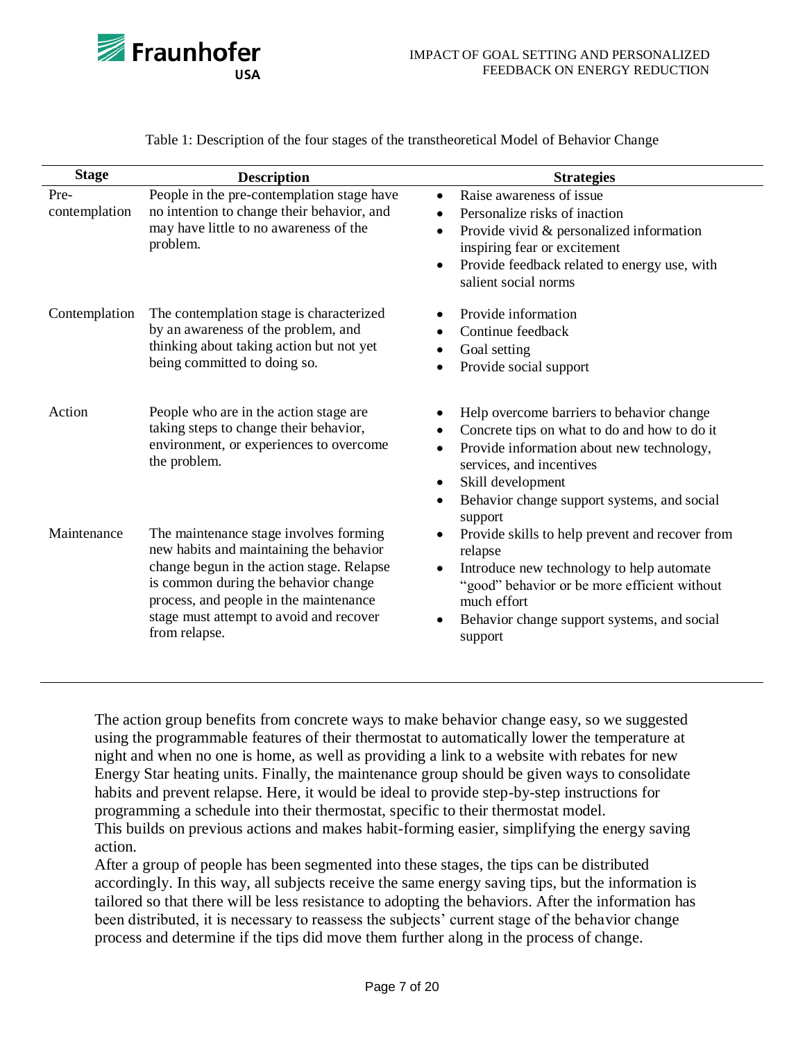Table 1: Description of the four stages of the transtheoretical Model of Behavior Change

| Stage | Description | Strategies |
|---|---|---|
| Pre-contemplation | People in the pre-contemplation stage have no intention to change their behavior, and may have little to no awareness of the problem. | • Raise awareness of issue<br>• Personalize risks of inaction<br>• Provide vivid & personalized information inspiring fear or excitement<br>• Provide feedback related to energy use, with salient social norms |
| Contemplation | The contemplation stage is characterized by an awareness of the problem, and thinking about taking action but not yet being committed to doing so. | • Provide information<br>• Continue feedback<br>• Goal setting<br>• Provide social support |
| Action | People who are in the action stage are taking steps to change their behavior, environment, or experiences to overcome the problem. | • Help overcome barriers to behavior change<br>• Concrete tips on what to do and how to do it<br>• Provide information about new technology, services, and incentives<br>• Skill development<br>• Behavior change support systems, and social support |
| Maintenance | The maintenance stage involves forming new habits and maintaining the behavior change begun in the action stage. Relapse is common during the behavior change process, and people in the maintenance stage must attempt to avoid and recover from relapse. | • Provide skills to help prevent and recover from relapse<br>• Introduce new technology to help automate "good" behavior or be more efficient without much effort<br>• Behavior change support systems, and social support |

The action group benefits from concrete ways to make behavior change easy, so we suggested using the programmable features of their thermostat to automatically lower the temperature at night and when no one is home, as well as providing a link to a website with rebates for new Energy Star heating units. Finally, the maintenance group should be given ways to consolidate habits and prevent relapse. Here, it would be ideal to provide step-by-step instructions for programming a schedule into their thermostat, specific to their thermostat model.
This builds on previous actions and makes habit-forming easier, simplifying the energy saving action.
After a group of people has been segmented into these stages, the tips can be distributed accordingly. In this way, all subjects receive the same energy saving tips, but the information is tailored so that there will be less resistance to adopting the behaviors. After the information has been distributed, it is necessary to reassess the subjects' current stage of the behavior change process and determine if the tips did move them further along in the process of change.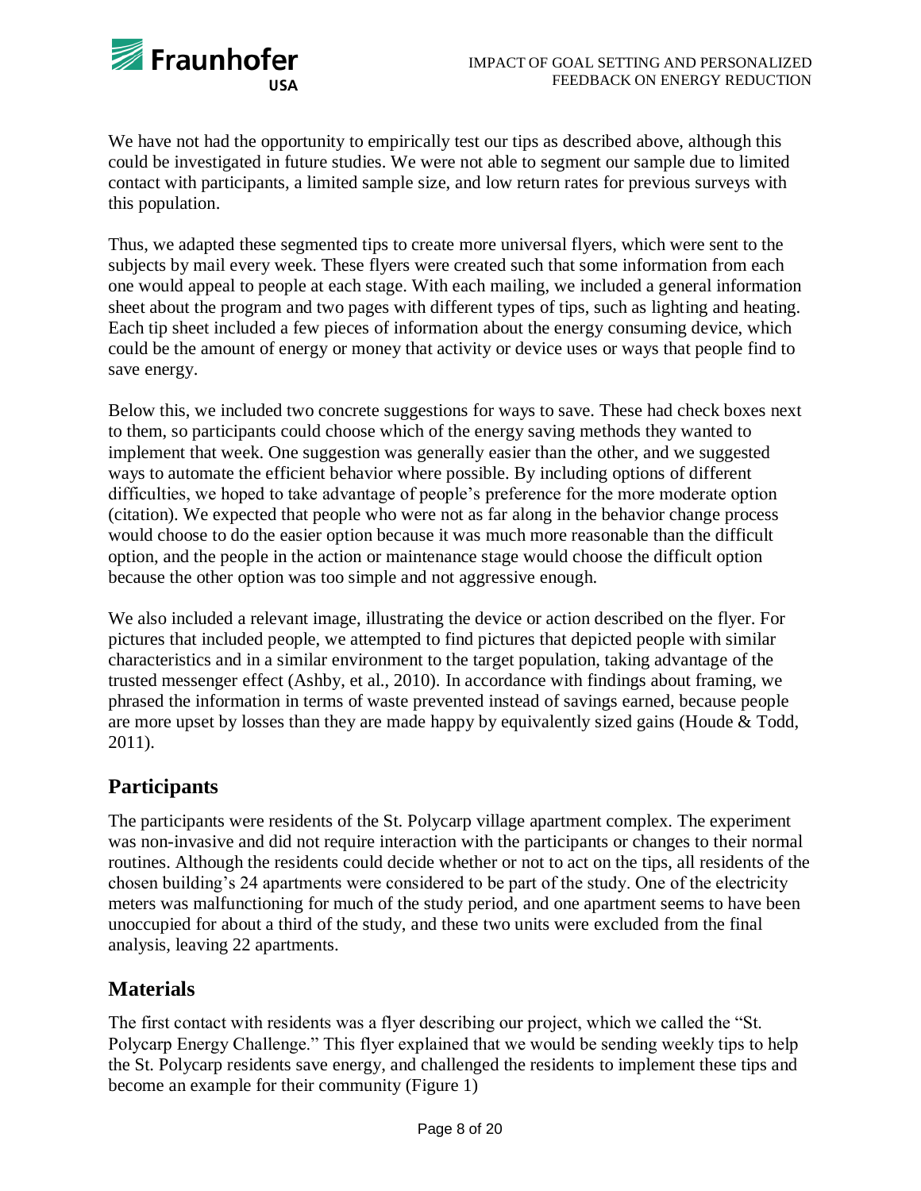We have not had the opportunity to empirically test our tips as described above, although this could be investigated in future studies. We were not able to segment our sample due to limited contact with participants, a limited sample size, and low return rates for previous surveys with this population.

Thus, we adapted these segmented tips to create more universal flyers, which were sent to the subjects by mail every week. These flyers were created such that some information from each one would appeal to people at each stage. With each mailing, we included a general information sheet about the program and two pages with different types of tips, such as lighting and heating. Each tip sheet included a few pieces of information about the energy consuming device, which could be the amount of energy or money that activity or device uses or ways that people find to save energy.

Below this, we included two concrete suggestions for ways to save. These had check boxes next to them, so participants could choose which of the energy saving methods they wanted to implement that week. One suggestion was generally easier than the other, and we suggested ways to automate the efficient behavior where possible. By including options of different difficulties, we hoped to take advantage of people's preference for the more moderate option (citation). We expected that people who were not as far along in the behavior change process would choose to do the easier option because it was much more reasonable than the difficult option, and the people in the action or maintenance stage would choose the difficult option because the other option was too simple and not aggressive enough.

We also included a relevant image, illustrating the device or action described on the flyer. For pictures that included people, we attempted to find pictures that depicted people with similar characteristics and in a similar environment to the target population, taking advantage of the trusted messenger effect (Ashby, et al., 2010). In accordance with findings about framing, we phrased the information in terms of waste prevented instead of savings earned, because people are more upset by losses than they are made happy by equivalently sized gains (Houde & Todd, 2011).

## Participants

The participants were residents of the St. Polycarp village apartment complex. The experiment was non-invasive and did not require interaction with the participants or changes to their normal routines. Although the residents could decide whether or not to act on the tips, all residents of the chosen building's 24 apartments were considered to be part of the study. One of the electricity meters was malfunctioning for much of the study period, and one apartment seems to have been unoccupied for about a third of the study, and these two units were excluded from the final analysis, leaving 22 apartments.

## Materials

The first contact with residents was a flyer describing our project, which we called the "St. Polycarp Energy Challenge." This flyer explained that we would be sending weekly tips to help the St. Polycarp residents save energy, and challenged the residents to implement these tips and become an example for their community (Figure 1)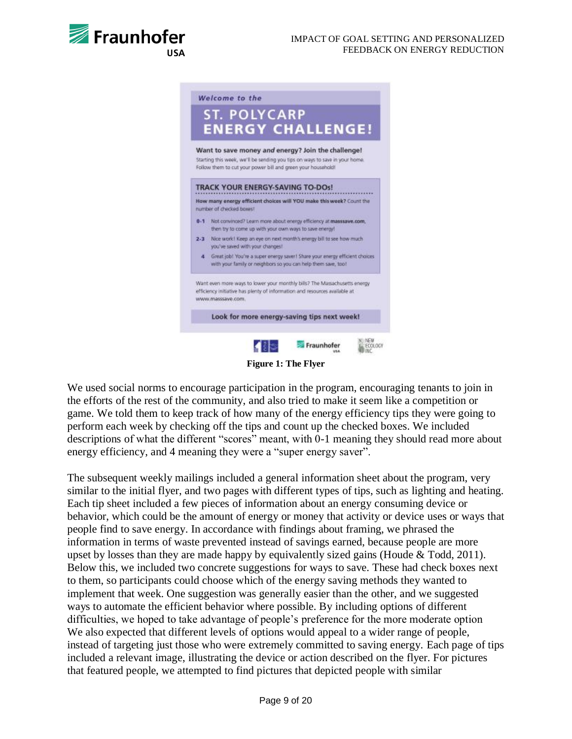Welcome to the

**ST. POLYCARP ENERGY CHALLENGE!**

**Want to save money *and* energy? Join the challenge!**

Starting this week, we'll be sending you tips on ways to save in your home. Follow them to cut your power bill and green your household!

**TRACK YOUR ENERGY-SAVING TO-DOs!**

**How many energy efficient choices will YOU make this week?** Count the number of checked boxes!

- **0-1** Not convinced? Learn more about energy efficiency at **masssave.com**, then try to come up with your own ways to save energy!
- **2-3** Nice work! Keep an eye on next month's energy bill to see how much you've saved with your changes!
- **4** Great job! You're a super energy saver! Share your energy efficient choices with your family or neighbors so you can help them save, too!

Want even more ways to lower your monthly bills? The Massachusetts energy efficiency initiative has plenty of information and resources available at www.masssave.com.

**Look for more energy-saving tips next week!**

**Figure 1: The Flyer**

We used social norms to encourage participation in the program, encouraging tenants to join in the efforts of the rest of the community, and also tried to make it seem like a competition or game. We told them to keep track of how many of the energy efficiency tips they were going to perform each week by checking off the tips and count up the checked boxes. We included descriptions of what the different "scores" meant, with 0-1 meaning they should read more about energy efficiency, and 4 meaning they were a "super energy saver".

The subsequent weekly mailings included a general information sheet about the program, very similar to the initial flyer, and two pages with different types of tips, such as lighting and heating. Each tip sheet included a few pieces of information about an energy consuming device or behavior, which could be the amount of energy or money that activity or device uses or ways that people find to save energy. In accordance with findings about framing, we phrased the information in terms of waste prevented instead of savings earned, because people are more upset by losses than they are made happy by equivalently sized gains (Houde & Todd, 2011). Below this, we included two concrete suggestions for ways to save. These had check boxes next to them, so participants could choose which of the energy saving methods they wanted to implement that week. One suggestion was generally easier than the other, and we suggested ways to automate the efficient behavior where possible. By including options of different difficulties, we hoped to take advantage of people's preference for the more moderate option We also expected that different levels of options would appeal to a wider range of people, instead of targeting just those who were extremely committed to saving energy. Each page of tips included a relevant image, illustrating the device or action described on the flyer. For pictures that featured people, we attempted to find pictures that depicted people with similar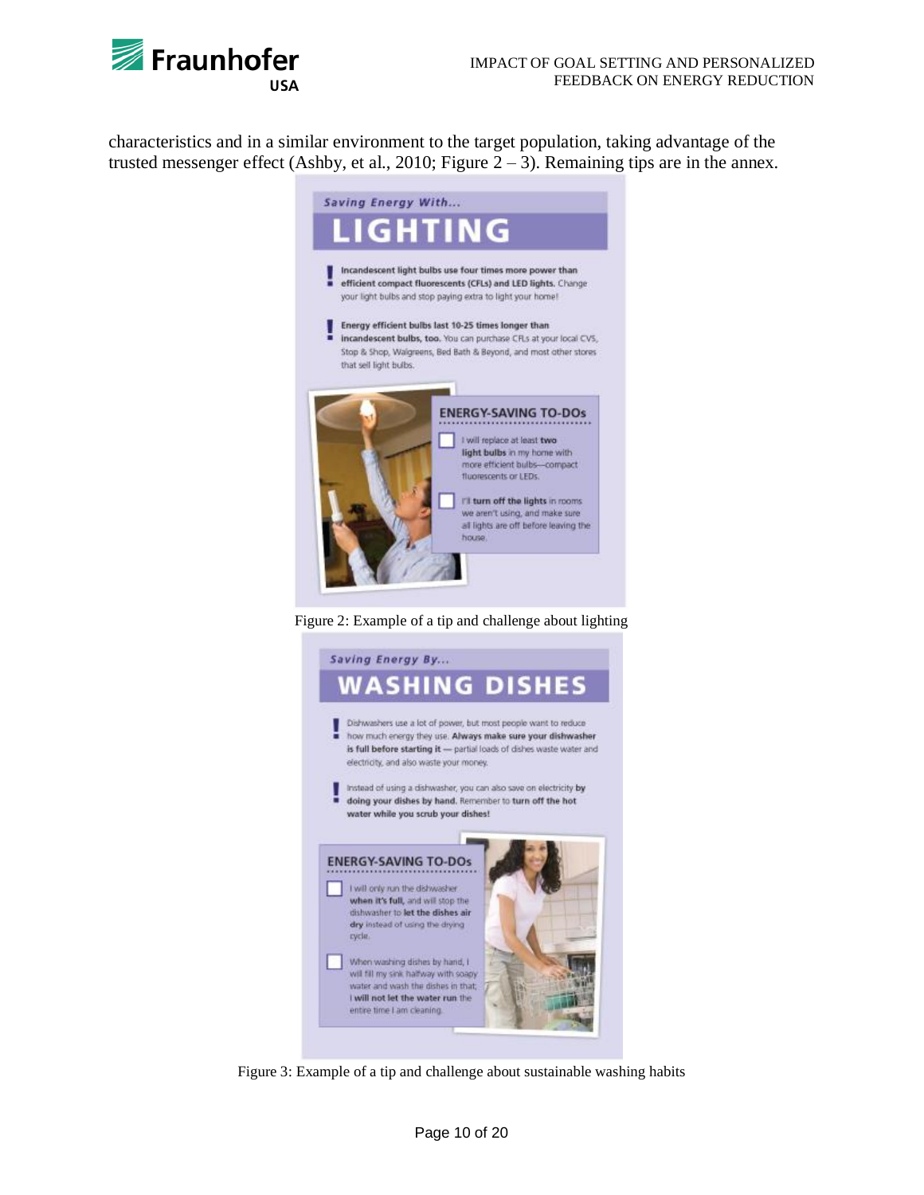characteristics and in a similar environment to the target population, taking advantage of the trusted messenger effect (Ashby, et al., 2010; Figure 2 – 3). Remaining tips are in the annex.

*Saving Energy With...*

## LIGHTING

**Incandescent light bulbs use four times more power than efficient compact fluorescents (CFLs) and LED lights.** Change your light bulbs and stop paying extra to light your home!

**Energy efficient bulbs last 10-25 times longer than incandescent bulbs, too.** You can purchase CFLs at your local CVS, Stop & Shop, Walgreens, Bed Bath & Beyond, and most other stores that sell light bulbs.

**ENERGY-SAVING TO-DOs**

- [ ] I will replace at least **two light bulbs** in my home with more efficient bulbs—compact fluorescents or LEDs.
- [ ] I'll **turn off the lights** in rooms we aren't using, and make sure all lights are off before leaving the house.

Figure 2: Example of a tip and challenge about lighting

*Saving Energy By...*

## WASHING DISHES

Dishwashers use a lot of power, but most people want to reduce how much energy they use. **Always make sure your dishwasher is full before starting it** — partial loads of dishes waste water and electricity, and also waste your money.

Instead of using a dishwasher, you can also save on electricity **by doing your dishes by hand.** Remember to **turn off the hot water while you scrub your dishes!**

**ENERGY-SAVING TO-DOs**

- [ ] I will only run the dishwasher **when it's full,** and will stop the dishwasher to **let the dishes air dry** instead of using the drying cycle.
- [ ] When washing dishes by hand, I will fill my sink halfway with soapy water and wash the dishes in that; I **will not let the water run** the entire time I am cleaning.

Figure 3: Example of a tip and challenge about sustainable washing habits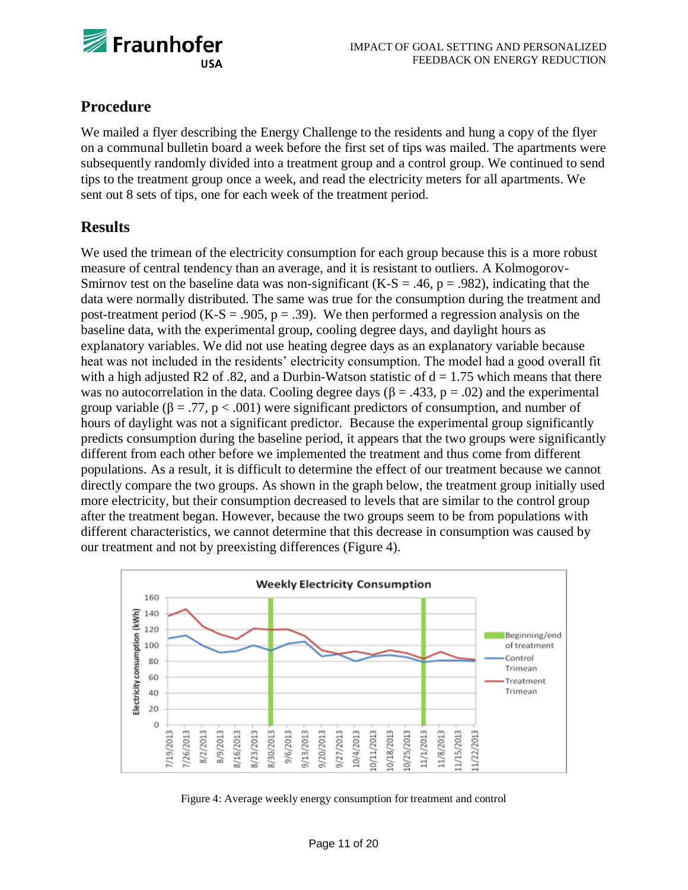## Procedure

We mailed a flyer describing the Energy Challenge to the residents and hung a copy of the flyer on a communal bulletin board a week before the first set of tips was mailed. The apartments were subsequently randomly divided into a treatment group and a control group. We continued to send tips to the treatment group once a week, and read the electricity meters for all apartments. We sent out 8 sets of tips, one for each week of the treatment period.

## Results

We used the trimean of the electricity consumption for each group because this is a more robust measure of central tendency than an average, and it is resistant to outliers. A Kolmogorov-Smirnov test on the baseline data was non-significant (K-S = .46, $p = .982$), indicating that the data were normally distributed. The same was true for the consumption during the treatment and post-treatment period (K-S = .905, $p = .39$). We then performed a regression analysis on the baseline data, with the experimental group, cooling degree days, and daylight hours as explanatory variables. We did not use heating degree days as an explanatory variable because heat was not included in the residents' electricity consumption. The model had a good overall fit with a high adjusted R2 of .82, and a Durbin-Watson statistic of $d = 1.75$ which means that there was no autocorrelation in the data. Cooling degree days ($\beta = .433$, $p = .02$) and the experimental group variable ($\beta = .77$, $p < .001$) were significant predictors of consumption, and number of hours of daylight was not a significant predictor. Because the experimental group significantly predicts consumption during the baseline period, it appears that the two groups were significantly different from each other before we implemented the treatment and thus come from different populations. As a result, it is difficult to determine the effect of our treatment because we cannot directly compare the two groups. As shown in the graph below, the treatment group initially used more electricity, but their consumption decreased to levels that are similar to the control group after the treatment began. However, because the two groups seem to be from populations with different characteristics, we cannot determine that this decrease in consumption was caused by our treatment and not by preexisting differences (Figure 4).

Figure 4: Average weekly energy consumption for treatment and control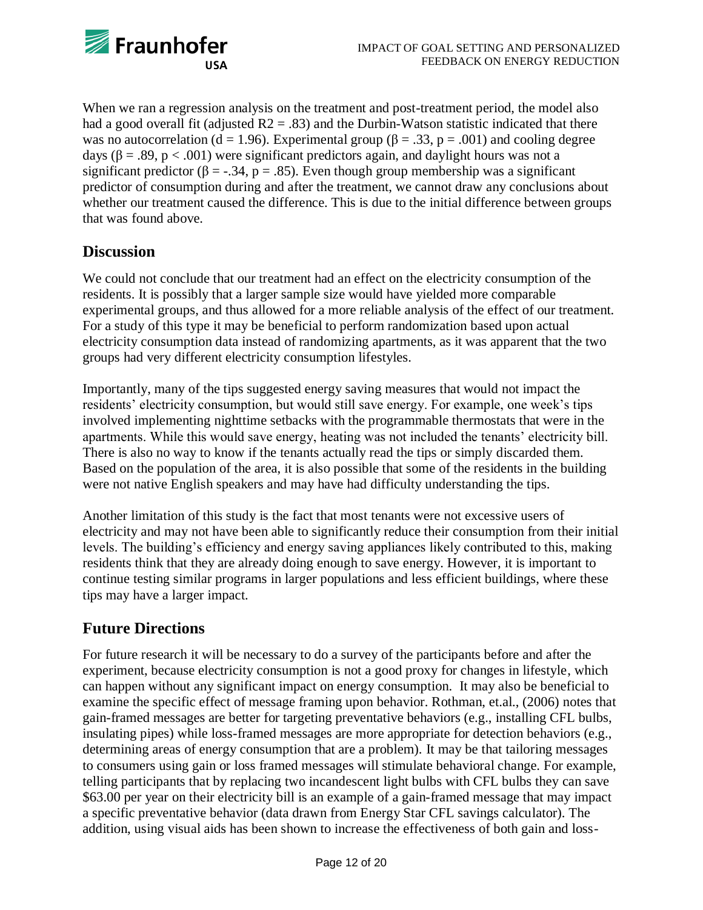When we ran a regression analysis on the treatment and post-treatment period, the model also had a good overall fit (adjusted $R2 = .83$) and the Durbin-Watson statistic indicated that there was no autocorrelation ($d = 1.96$). Experimental group ($\beta = .33$, $p = .001$) and cooling degree days ($\beta = .89$, $p < .001$) were significant predictors again, and daylight hours was not a significant predictor ($\beta = -.34$, $p = .85$). Even though group membership was a significant predictor of consumption during and after the treatment, we cannot draw any conclusions about whether our treatment caused the difference. This is due to the initial difference between groups that was found above.

## Discussion

We could not conclude that our treatment had an effect on the electricity consumption of the residents. It is possibly that a larger sample size would have yielded more comparable experimental groups, and thus allowed for a more reliable analysis of the effect of our treatment. For a study of this type it may be beneficial to perform randomization based upon actual electricity consumption data instead of randomizing apartments, as it was apparent that the two groups had very different electricity consumption lifestyles.

Importantly, many of the tips suggested energy saving measures that would not impact the residents' electricity consumption, but would still save energy. For example, one week's tips involved implementing nighttime setbacks with the programmable thermostats that were in the apartments. While this would save energy, heating was not included the tenants' electricity bill. There is also no way to know if the tenants actually read the tips or simply discarded them. Based on the population of the area, it is also possible that some of the residents in the building were not native English speakers and may have had difficulty understanding the tips.

Another limitation of this study is the fact that most tenants were not excessive users of electricity and may not have been able to significantly reduce their consumption from their initial levels. The building's efficiency and energy saving appliances likely contributed to this, making residents think that they are already doing enough to save energy. However, it is important to continue testing similar programs in larger populations and less efficient buildings, where these tips may have a larger impact.

## Future Directions

For future research it will be necessary to do a survey of the participants before and after the experiment, because electricity consumption is not a good proxy for changes in lifestyle, which can happen without any significant impact on energy consumption. It may also be beneficial to examine the specific effect of message framing upon behavior. Rothman, et.al., (2006) notes that gain-framed messages are better for targeting preventative behaviors (e.g., installing CFL bulbs, insulating pipes) while loss-framed messages are more appropriate for detection behaviors (e.g., determining areas of energy consumption that are a problem). It may be that tailoring messages to consumers using gain or loss framed messages will stimulate behavioral change. For example, telling participants that by replacing two incandescent light bulbs with CFL bulbs they can save \$63.00 per year on their electricity bill is an example of a gain-framed message that may impact a specific preventative behavior (data drawn from Energy Star CFL savings calculator). The addition, using visual aids has been shown to increase the effectiveness of both gain and loss-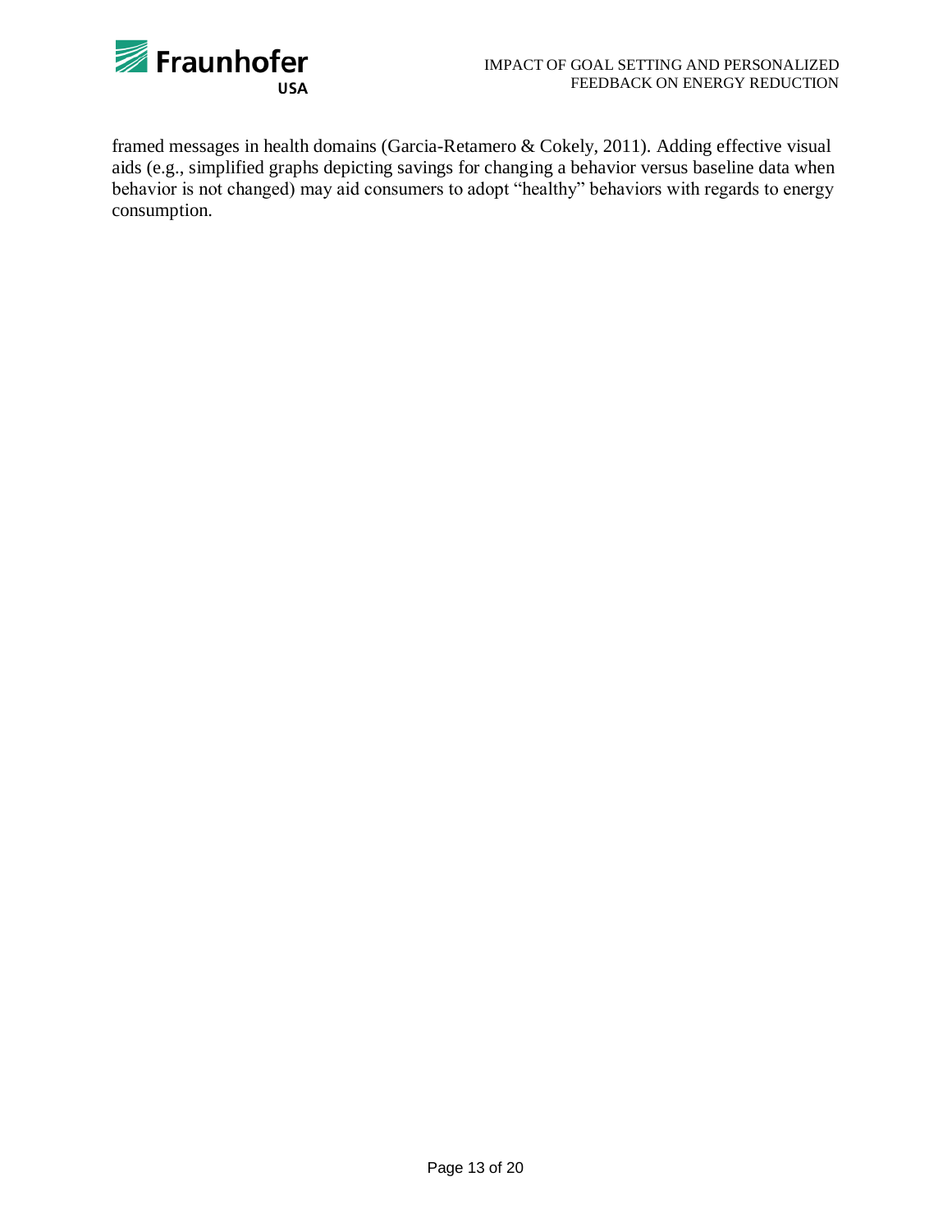framed messages in health domains (Garcia-Retamero & Cokely, 2011). Adding effective visual aids (e.g., simplified graphs depicting savings for changing a behavior versus baseline data when behavior is not changed) may aid consumers to adopt "healthy" behaviors with regards to energy consumption.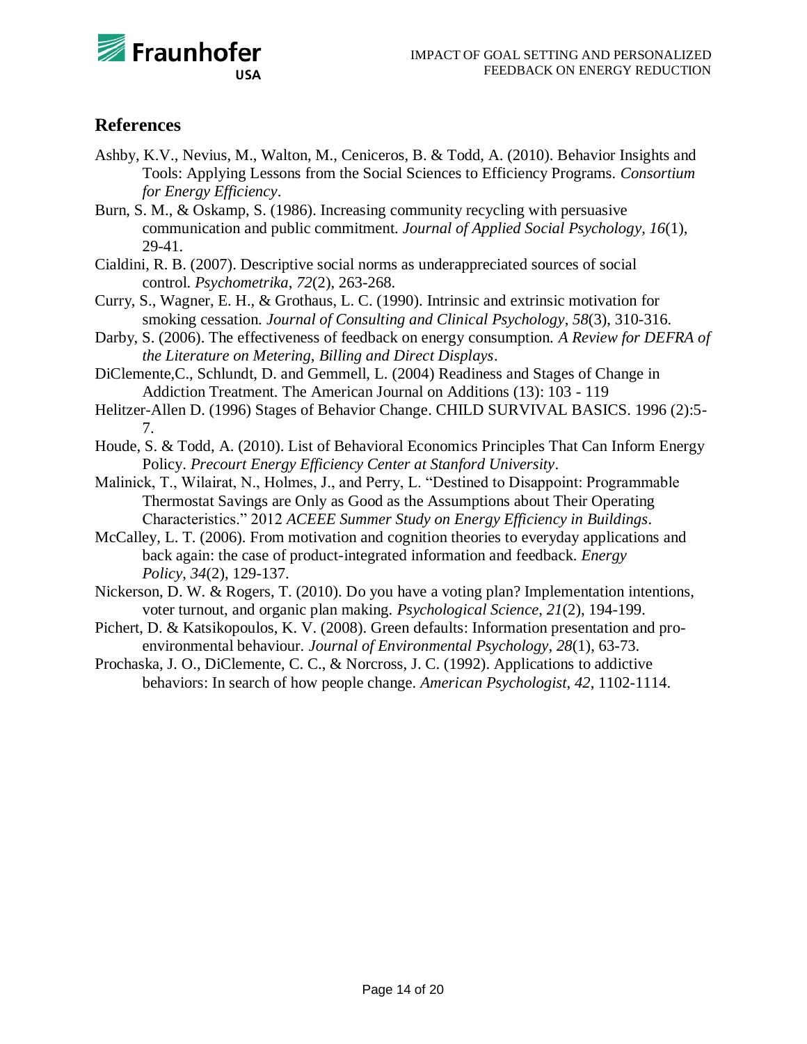## References

Ashby, K.V., Nevius, M., Walton, M., Ceniceros, B. & Todd, A. (2010). Behavior Insights and Tools: Applying Lessons from the Social Sciences to Efficiency Programs. *Consortium for Energy Efficiency*.

Burn, S. M., & Oskamp, S. (1986). Increasing community recycling with persuasive communication and public commitment. *Journal of Applied Social Psychology*, *16*(1), 29-41.

Cialdini, R. B. (2007). Descriptive social norms as underappreciated sources of social control. *Psychometrika*, *72*(2), 263-268.

Curry, S., Wagner, E. H., & Grothaus, L. C. (1990). Intrinsic and extrinsic motivation for smoking cessation. *Journal of Consulting and Clinical Psychology*, *58*(3), 310-316.

Darby, S. (2006). The effectiveness of feedback on energy consumption. *A Review for DEFRA of the Literature on Metering, Billing and Direct Displays*.

DiClemente,C., Schlundt, D. and Gemmell, L. (2004) Readiness and Stages of Change in Addiction Treatment. The American Journal on Additions (13): 103 - 119

Helitzer-Allen D. (1996) Stages of Behavior Change. CHILD SURVIVAL BASICS. 1996 (2):5-7.

Houde, S. & Todd, A. (2010). List of Behavioral Economics Principles That Can Inform Energy Policy. *Precourt Energy Efficiency Center at Stanford University*.

Malinick, T., Wilairat, N., Holmes, J., and Perry, L. "Destined to Disappoint: Programmable Thermostat Savings are Only as Good as the Assumptions about Their Operating Characteristics." 2012 *ACEEE Summer Study on Energy Efficiency in Buildings*.

McCalley, L. T. (2006). From motivation and cognition theories to everyday applications and back again: the case of product-integrated information and feedback. *Energy Policy*, *34*(2), 129-137.

Nickerson, D. W. & Rogers, T. (2010). Do you have a voting plan? Implementation intentions, voter turnout, and organic plan making. *Psychological Science*, *21*(2), 194-199.

Pichert, D. & Katsikopoulos, K. V. (2008). Green defaults: Information presentation and pro-environmental behaviour. *Journal of Environmental Psychology*, *28*(1), 63-73.

Prochaska, J. O., DiClemente, C. C., & Norcross, J. C. (1992). Applications to addictive behaviors: In search of how people change. *American Psychologist*, *42*, 1102-1114.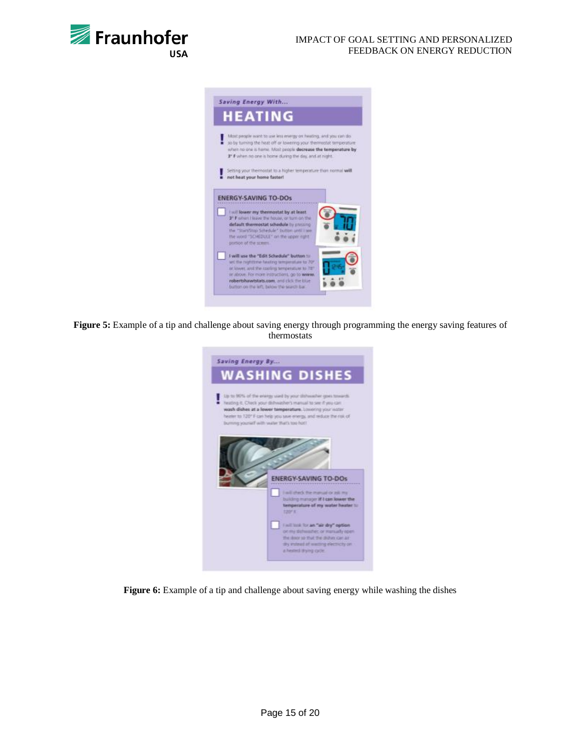**Figure 5:** Example of a tip and challenge about saving energy through programming the energy saving features of thermostats

**Figure 6:** Example of a tip and challenge about saving energy while washing the dishes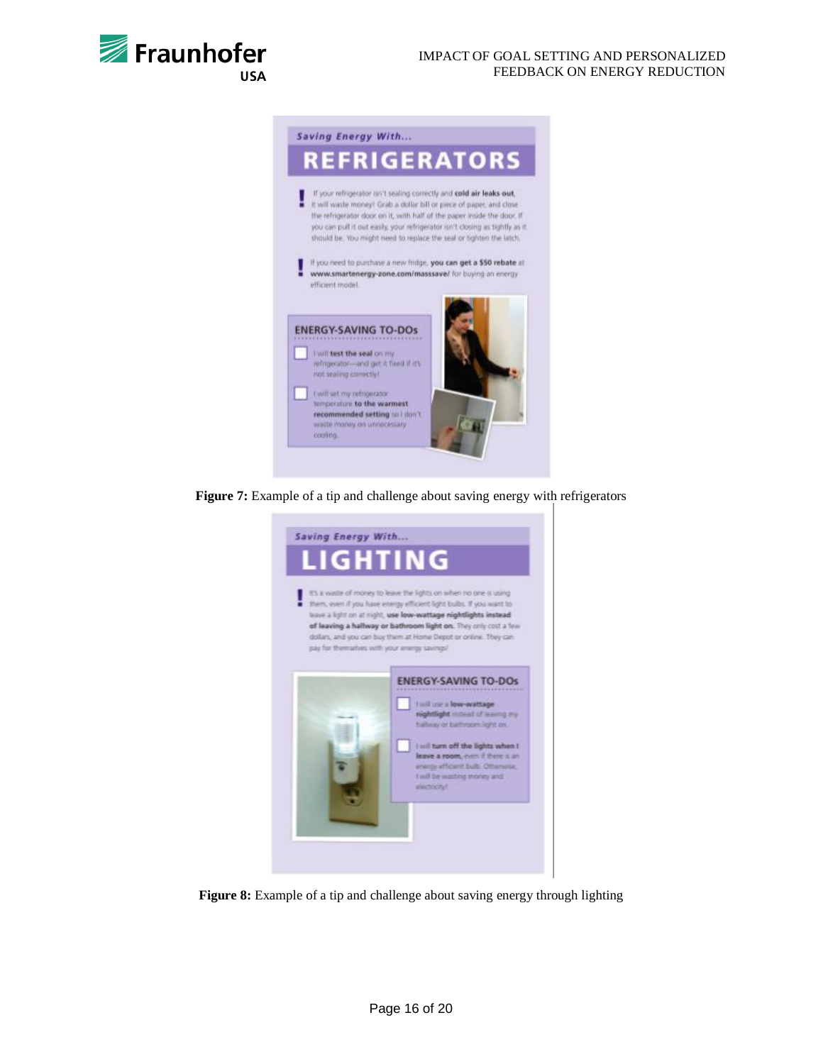Figure 7: Example of a tip and challenge about saving energy with refrigerators

Figure 8: Example of a tip and challenge about saving energy through lighting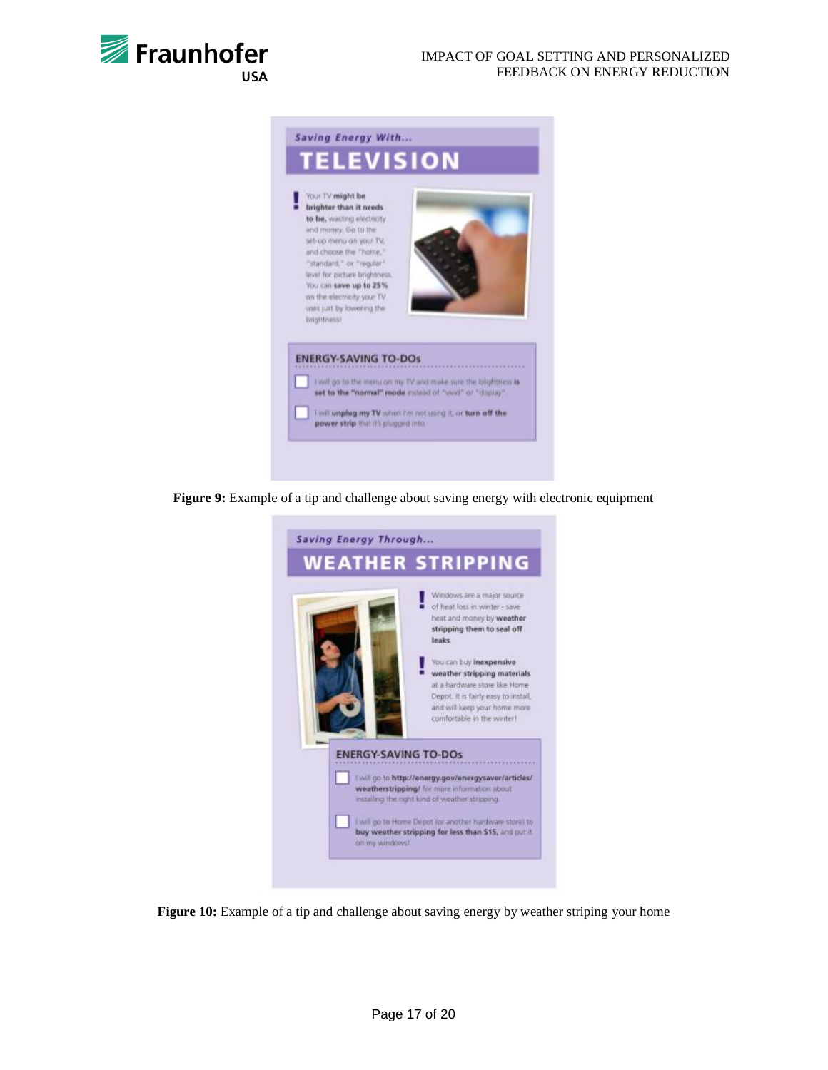Saving Energy With...

# TELEVISION

Your TV **might be brighter than it needs to be**, wasting electricity and money. Go to the set-up menu on your TV, and choose the "home," "standard," or "regular" level for picture brightness. You can **save up to 25%** on the electricity your TV uses just by lowering the brightness!

**ENERGY-SAVING TO-DOs**

- [ ] I will go to the menu on my TV and make sure the brightness **is set to the "normal" mode** instead of "vivid" or "display".
- [ ] I will **unplug my TV** when I'm not using it, or **turn off the power strip** that it's plugged into.

**Figure 9:** Example of a tip and challenge about saving energy with electronic equipment

Saving Energy Through...

# WEATHER STRIPPING

Windows are a major source of heat loss in winter - save heat and money by **weather stripping them to seal off leaks**.

You can buy **inexpensive weather stripping materials** at a hardware store like Home Depot. It is fairly easy to install, and will keep your home more comfortable in the winter!

**ENERGY-SAVING TO-DOs**

- [ ] I will go to **http://energy.gov/energysaver/articles/weatherstripping/** for more information about installing the right kind of weather stripping.
- [ ] I will go to Home Depot (or another hardware store) to **buy weather stripping for less than $15**, and put it on my windows!

**Figure 10:** Example of a tip and challenge about saving energy by weather striping your home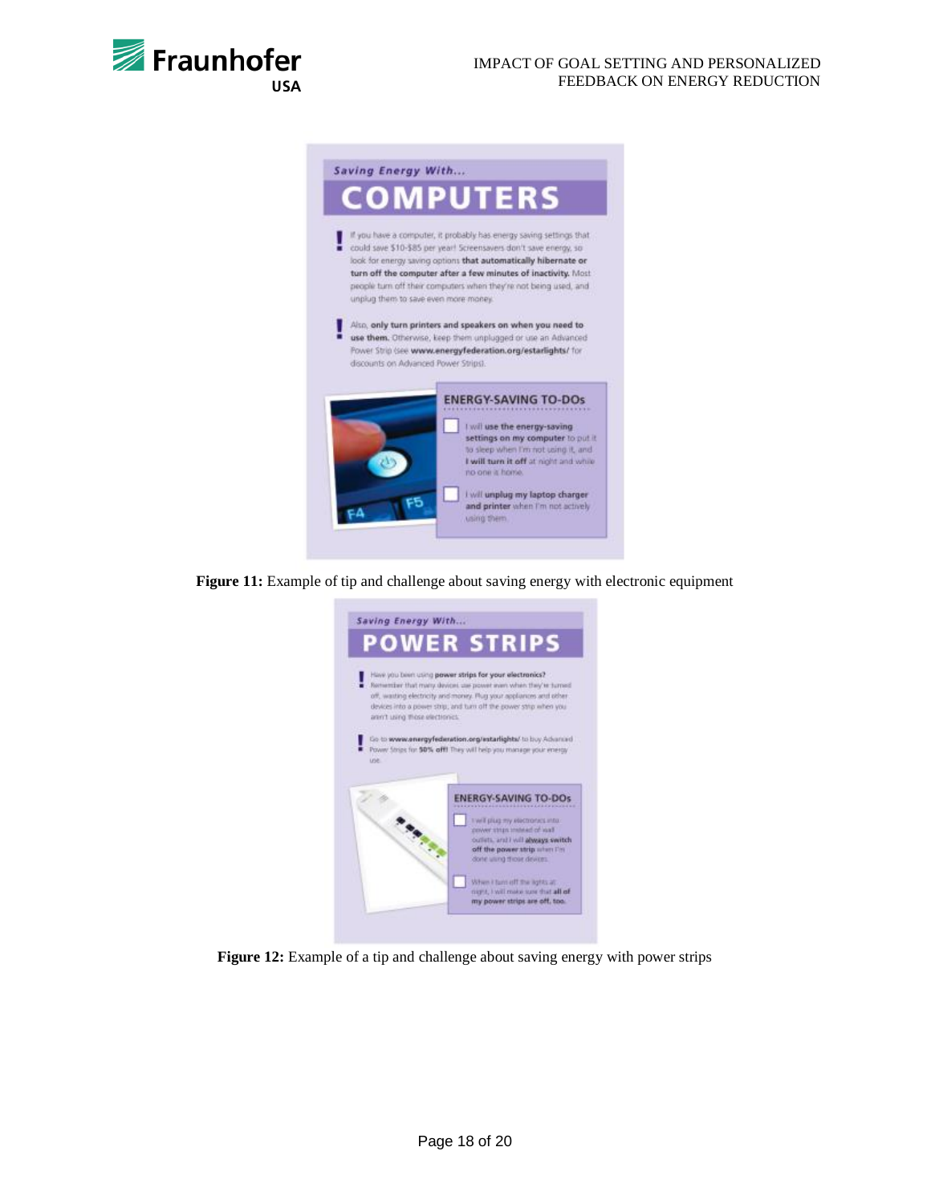Saving Energy With...

# COMPUTERS

If you have a computer, it probably has energy saving settings that could save $10-$85 per year! Screensavers don't save energy, so look for energy saving options **that automatically hibernate or turn off the computer after a few minutes of inactivity.** Most people turn off their computers when they're not being used, and unplug them to save even more money.

Also, **only turn printers and speakers on when you need to use them.** Otherwise, keep them unplugged or use an Advanced Power Strip (see **www.energyfederation.org/estarlights/** for discounts on Advanced Power Strips).

**ENERGY-SAVING TO-DOs**

- [ ] I will **use the energy-saving settings on my computer** to put it to sleep when I'm not using it, and **I will turn it off** at night and while no one is home.
- [ ] I will **unplug my laptop charger and printer** when I'm not actively using them.

**Figure 11:** Example of tip and challenge about saving energy with electronic equipment

Saving Energy With...

# POWER STRIPS

Have you been using **power strips for your electronics?** Remember that many devices use power even when they're turned off, wasting electricity and money. Plug your appliances and other devices into a power strip, and turn off the power strip when you aren't using those electronics.

Go to **www.energyfederation.org/estarlights/** to buy Advanced Power Strips for **50% off!** They will help you manage your energy use.

**ENERGY-SAVING TO-DOs**

- [ ] I will plug my electronics into power strips instead of wall outlets, and I will **always switch off the power strip** when I'm done using those devices.
- [ ] When I turn off the lights at night, I will make sure that **all of my power strips are off, too.**

**Figure 12:** Example of a tip and challenge about saving energy with power strips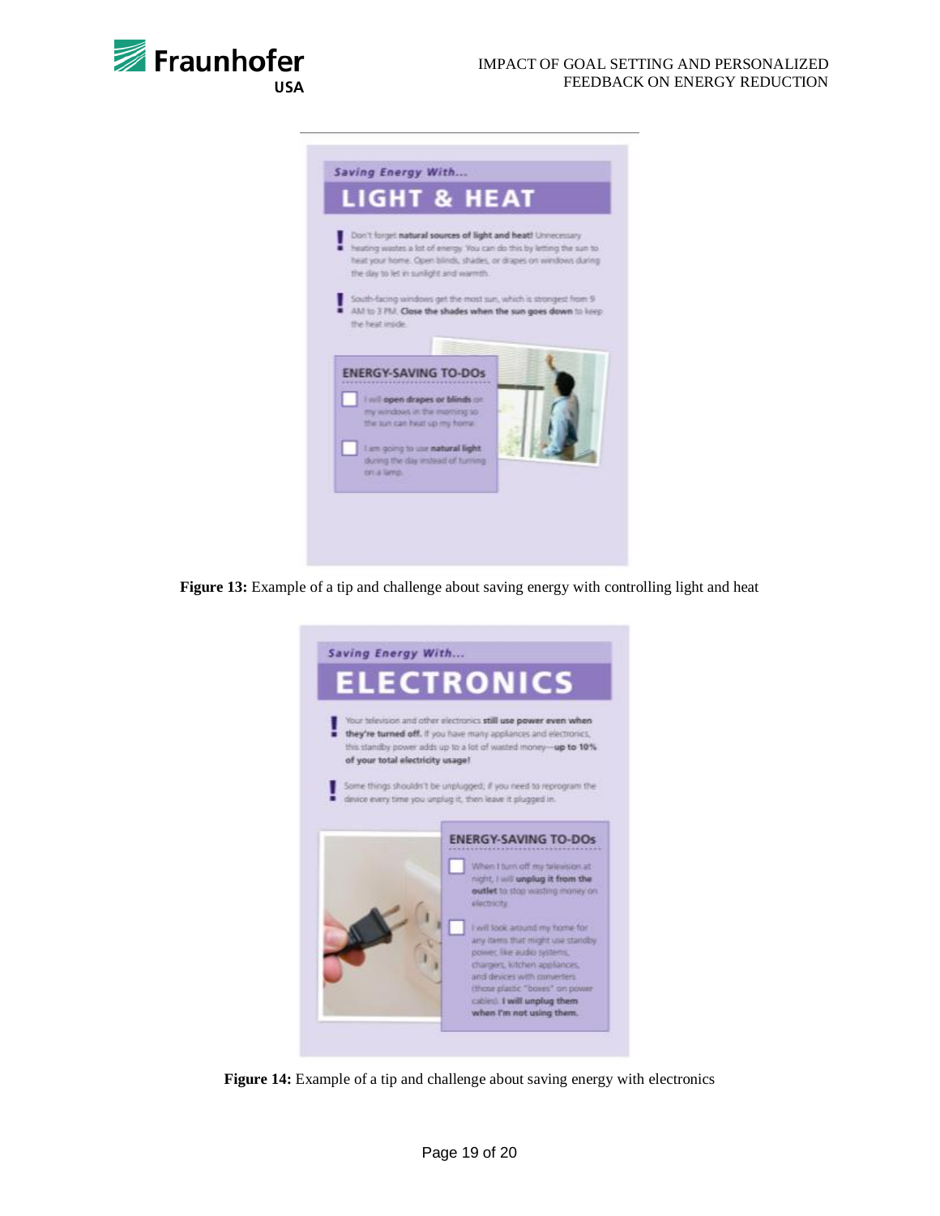Saving Energy With...

## LIGHT & HEAT

Don't forget **natural sources of light and heat!** Unnecessary heating wastes a lot of energy. You can do this by letting the sun to heat your home. Open blinds, shades, or drapes on windows during the day to let in sunlight and warmth.

South-facing windows get the most sun, which is strongest from 9 AM to 3 PM. **Close the shades when the sun goes down** to keep the heat inside.

**ENERGY-SAVING TO-DOs**

- [ ] I will **open drapes or blinds** on my windows in the morning so the sun can heat up my home.
- [ ] I am going to use **natural light** during the day instead of turning on a lamp.

**Figure 13:** Example of a tip and challenge about saving energy with controlling light and heat

Saving Energy With...

## ELECTRONICS

Your television and other electronics **still use power even when they're turned off.** If you have many appliances and electronics, this standby power adds up to a lot of wasted money—**up to 10% of your total electricity usage!**

Some things shouldn't be unplugged; if you need to reprogram the device every time you unplug it, then leave it plugged in.

**ENERGY-SAVING TO-DOs**

- [ ] When I turn off my television at night, I will **unplug it from the outlet** to stop wasting money on electricity.
- [ ] I will look around my home for any items that might use standby power, like audio systems, chargers, kitchen appliances, and devices with converters (those plastic "boxes" on power cables). **I will unplug them when I'm not using them.**

**Figure 14:** Example of a tip and challenge about saving energy with electronics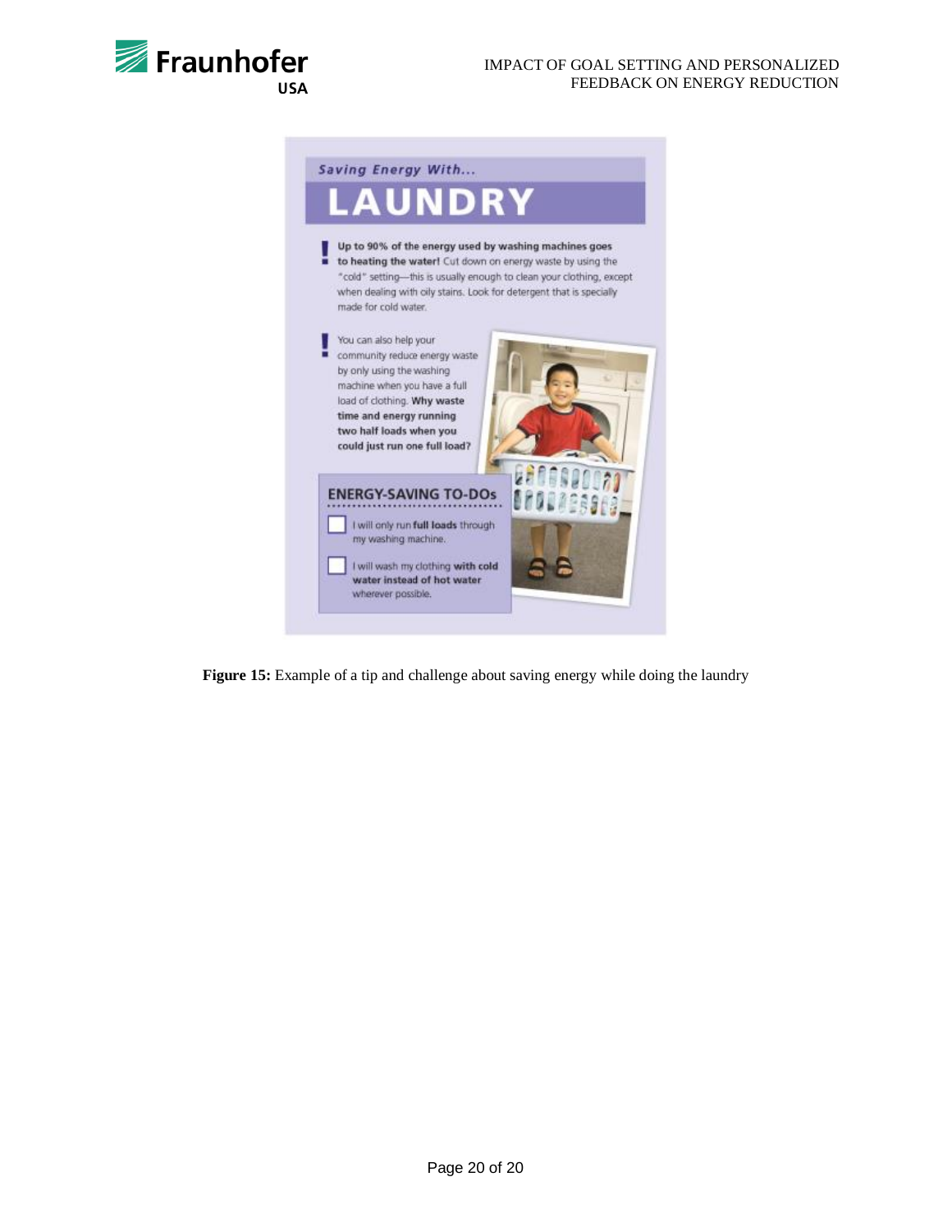Saving Energy With...

# LAUNDRY

**Up to 90% of the energy used by washing machines goes to heating the water!** Cut down on energy waste by using the "cold" setting—this is usually enough to clean your clothing, except when dealing with oily stains. Look for detergent that is specially made for cold water.

You can also help your community reduce energy waste by only using the washing machine when you have a full load of clothing. **Why waste time and energy running two half loads when you could just run one full load?**

**ENERGY-SAVING TO-DOs**

- [ ] I will only run **full loads** through my washing machine.
- [ ] I will wash my clothing **with cold water instead of hot water** wherever possible.

**Figure 15:** Example of a tip and challenge about saving energy while doing the laundry